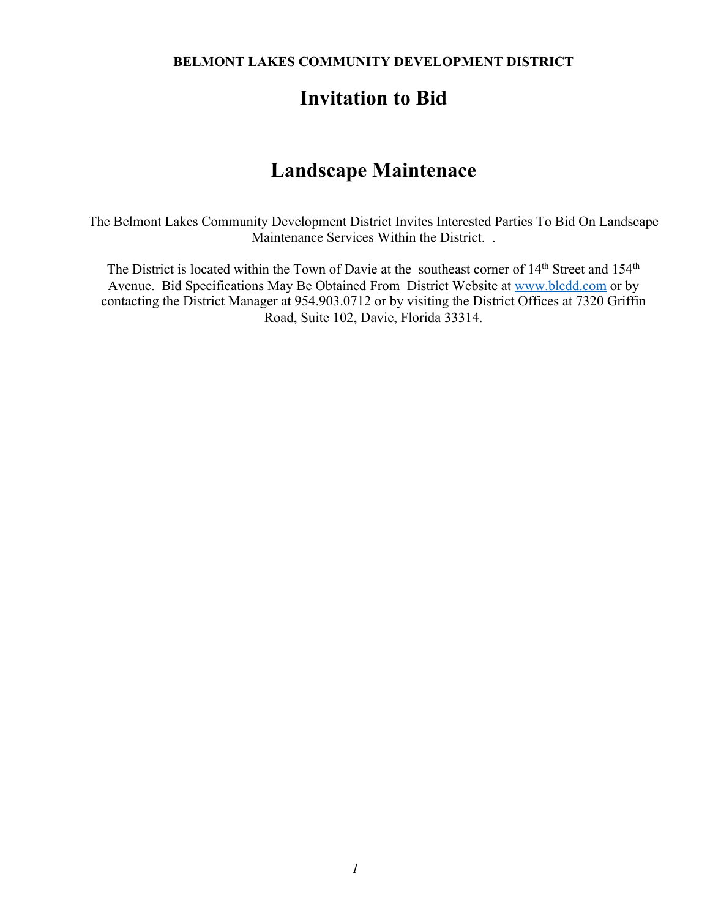**BELMONT LAKES COMMUNITY DEVELOPMENT DISTRICT**

# Invitation to Bid

# Landscape Maintenace

The Belmont Lakes Community Development District Invites Interested Parties To Bid On Landscape Maintenance Services Within the District. .

The District is located within the Town of Davie at the southeast corner of 14th Street and 154th Avenue. Bid Specifications May Be Obtained From District Website at www.blcdd.com or by contacting the District Manager at 954.903.0712 or by visiting the District Offices at 7320 Griffin Road, Suite 102, Davie, Florida 33314.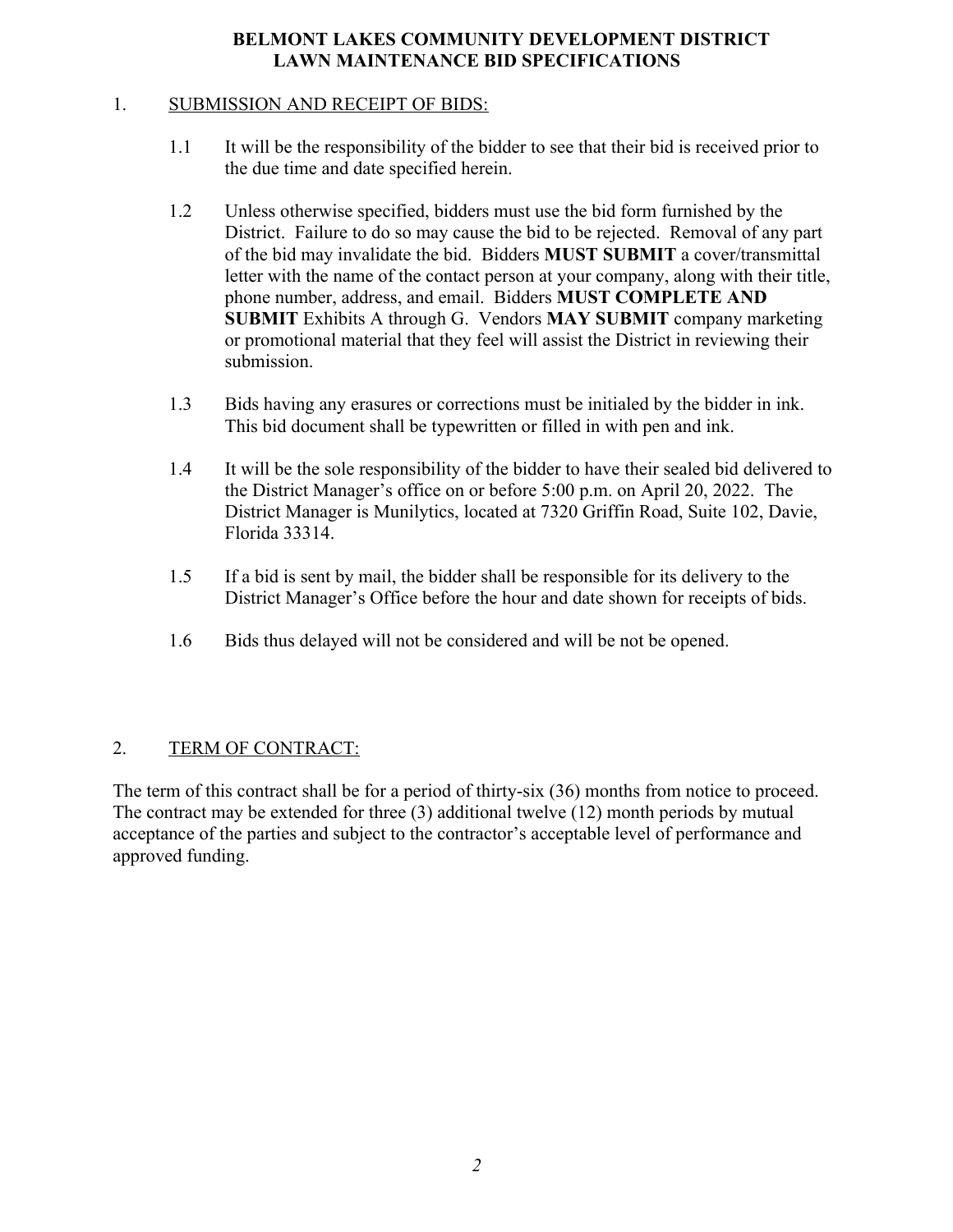# BELMONT LAKES COMMUNITY DEVELOPMENT DISTRICT
## LAWN MAINTENANCE BID SPECIFICATIONS

1. SUBMISSION AND RECEIPT OF BIDS:

   1.1 It will be the responsibility of the bidder to see that their bid is received prior to the due time and date specified herein.

   1.2 Unless otherwise specified, bidders must use the bid form furnished by the District. Failure to do so may cause the bid to be rejected. Removal of any part of the bid may invalidate the bid. Bidders **MUST SUBMIT** a cover/transmittal letter with the name of the contact person at your company, along with their title, phone number, address, and email. Bidders **MUST COMPLETE AND SUBMIT** Exhibits A through G. Vendors **MAY SUBMIT** company marketing or promotional material that they feel will assist the District in reviewing their submission.

   1.3 Bids having any erasures or corrections must be initialed by the bidder in ink. This bid document shall be typewritten or filled in with pen and ink.

   1.4 It will be the sole responsibility of the bidder to have their sealed bid delivered to the District Manager's office on or before 5:00 p.m. on April 20, 2022. The District Manager is Munilytics, located at 7320 Griffin Road, Suite 102, Davie, Florida 33314.

   1.5 If a bid is sent by mail, the bidder shall be responsible for its delivery to the District Manager's Office before the hour and date shown for receipts of bids.

   1.6 Bids thus delayed will not be considered and will be not be opened.

2. TERM OF CONTRACT:

The term of this contract shall be for a period of thirty-six (36) months from notice to proceed. The contract may be extended for three (3) additional twelve (12) month periods by mutual acceptance of the parties and subject to the contractor's acceptable level of performance and approved funding.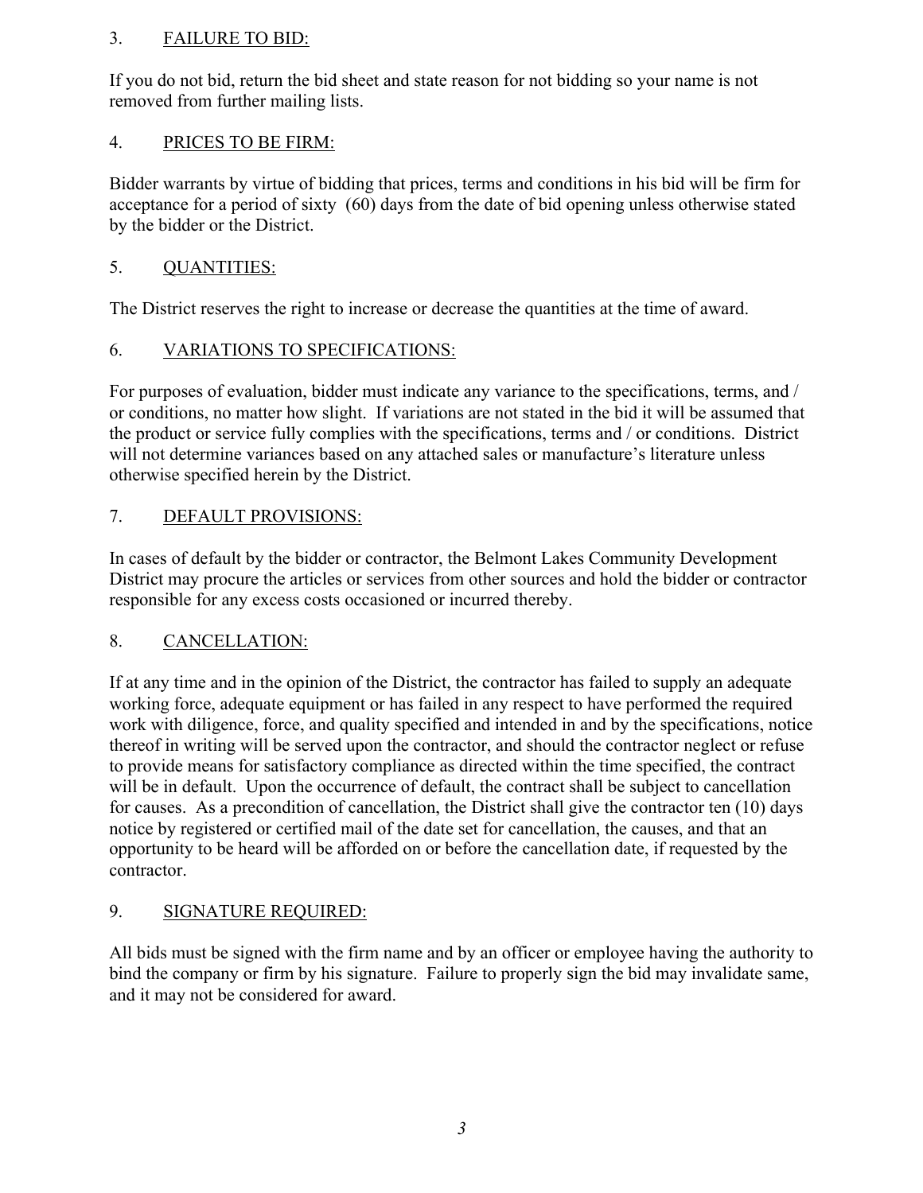3. FAILURE TO BID:

If you do not bid, return the bid sheet and state reason for not bidding so your name is not removed from further mailing lists.

4. PRICES TO BE FIRM:

Bidder warrants by virtue of bidding that prices, terms and conditions in his bid will be firm for acceptance for a period of sixty (60) days from the date of bid opening unless otherwise stated by the bidder or the District.

5. QUANTITIES:

The District reserves the right to increase or decrease the quantities at the time of award.

6. VARIATIONS TO SPECIFICATIONS:

For purposes of evaluation, bidder must indicate any variance to the specifications, terms, and / or conditions, no matter how slight. If variations are not stated in the bid it will be assumed that the product or service fully complies with the specifications, terms and / or conditions. District will not determine variances based on any attached sales or manufacture's literature unless otherwise specified herein by the District.

7. DEFAULT PROVISIONS:

In cases of default by the bidder or contractor, the Belmont Lakes Community Development District may procure the articles or services from other sources and hold the bidder or contractor responsible for any excess costs occasioned or incurred thereby.

8. CANCELLATION:

If at any time and in the opinion of the District, the contractor has failed to supply an adequate working force, adequate equipment or has failed in any respect to have performed the required work with diligence, force, and quality specified and intended in and by the specifications, notice thereof in writing will be served upon the contractor, and should the contractor neglect or refuse to provide means for satisfactory compliance as directed within the time specified, the contract will be in default. Upon the occurrence of default, the contract shall be subject to cancellation for causes. As a precondition of cancellation, the District shall give the contractor ten (10) days notice by registered or certified mail of the date set for cancellation, the causes, and that an opportunity to be heard will be afforded on or before the cancellation date, if requested by the contractor.

9. SIGNATURE REQUIRED:

All bids must be signed with the firm name and by an officer or employee having the authority to bind the company or firm by his signature. Failure to properly sign the bid may invalidate same, and it may not be considered for award.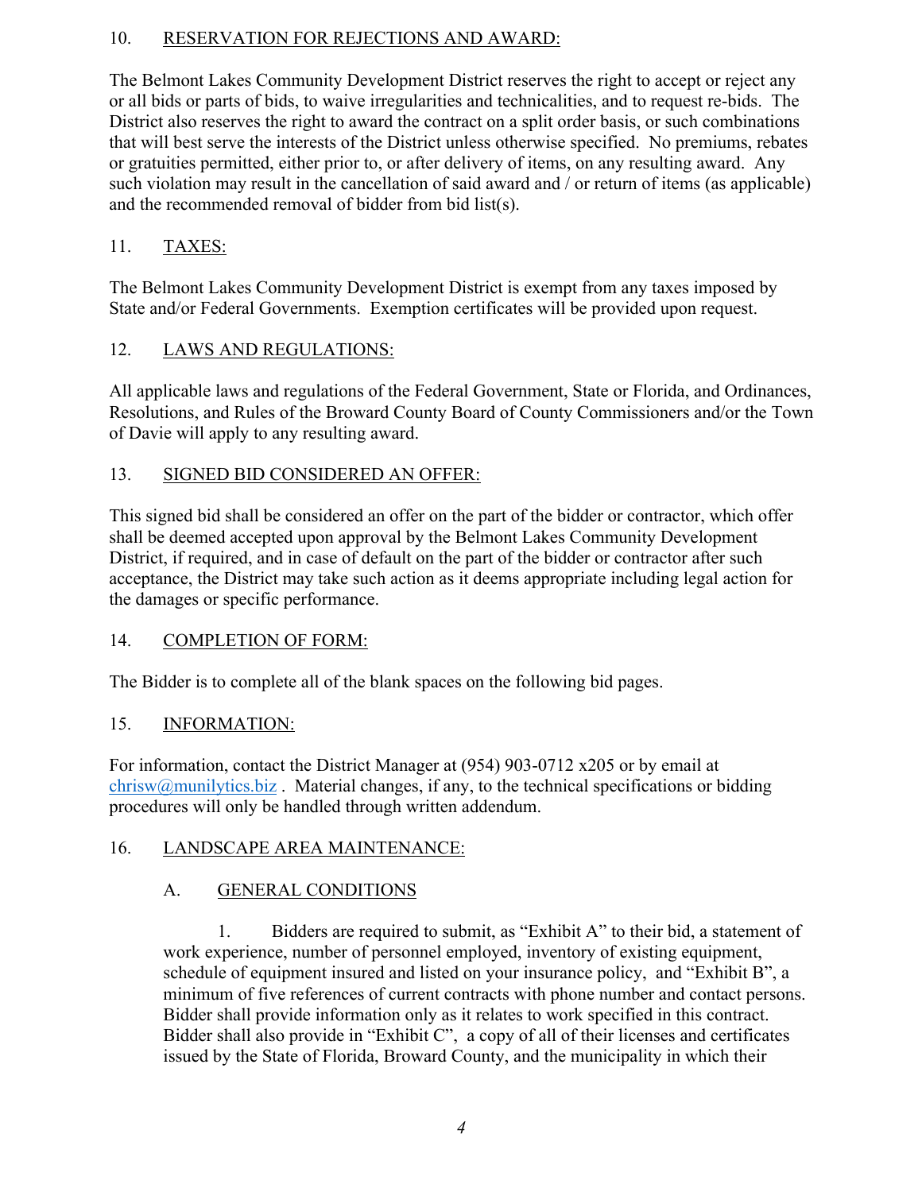10. RESERVATION FOR REJECTIONS AND AWARD:

The Belmont Lakes Community Development District reserves the right to accept or reject any or all bids or parts of bids, to waive irregularities and technicalities, and to request re-bids. The District also reserves the right to award the contract on a split order basis, or such combinations that will best serve the interests of the District unless otherwise specified. No premiums, rebates or gratuities permitted, either prior to, or after delivery of items, on any resulting award. Any such violation may result in the cancellation of said award and / or return of items (as applicable) and the recommended removal of bidder from bid list(s).

11. TAXES:

The Belmont Lakes Community Development District is exempt from any taxes imposed by State and/or Federal Governments. Exemption certificates will be provided upon request.

12. LAWS AND REGULATIONS:

All applicable laws and regulations of the Federal Government, State or Florida, and Ordinances, Resolutions, and Rules of the Broward County Board of County Commissioners and/or the Town of Davie will apply to any resulting award.

13. SIGNED BID CONSIDERED AN OFFER:

This signed bid shall be considered an offer on the part of the bidder or contractor, which offer shall be deemed accepted upon approval by the Belmont Lakes Community Development District, if required, and in case of default on the part of the bidder or contractor after such acceptance, the District may take such action as it deems appropriate including legal action for the damages or specific performance.

14. COMPLETION OF FORM:

The Bidder is to complete all of the blank spaces on the following bid pages.

15. INFORMATION:

For information, contact the District Manager at (954) 903-0712 x205 or by email at chrisw@munilytics.biz . Material changes, if any, to the technical specifications or bidding procedures will only be handled through written addendum.

16. LANDSCAPE AREA MAINTENANCE:

A. GENERAL CONDITIONS

1. Bidders are required to submit, as "Exhibit A" to their bid, a statement of work experience, number of personnel employed, inventory of existing equipment, schedule of equipment insured and listed on your insurance policy, and "Exhibit B", a minimum of five references of current contracts with phone number and contact persons. Bidder shall provide information only as it relates to work specified in this contract. Bidder shall also provide in "Exhibit C", a copy of all of their licenses and certificates issued by the State of Florida, Broward County, and the municipality in which their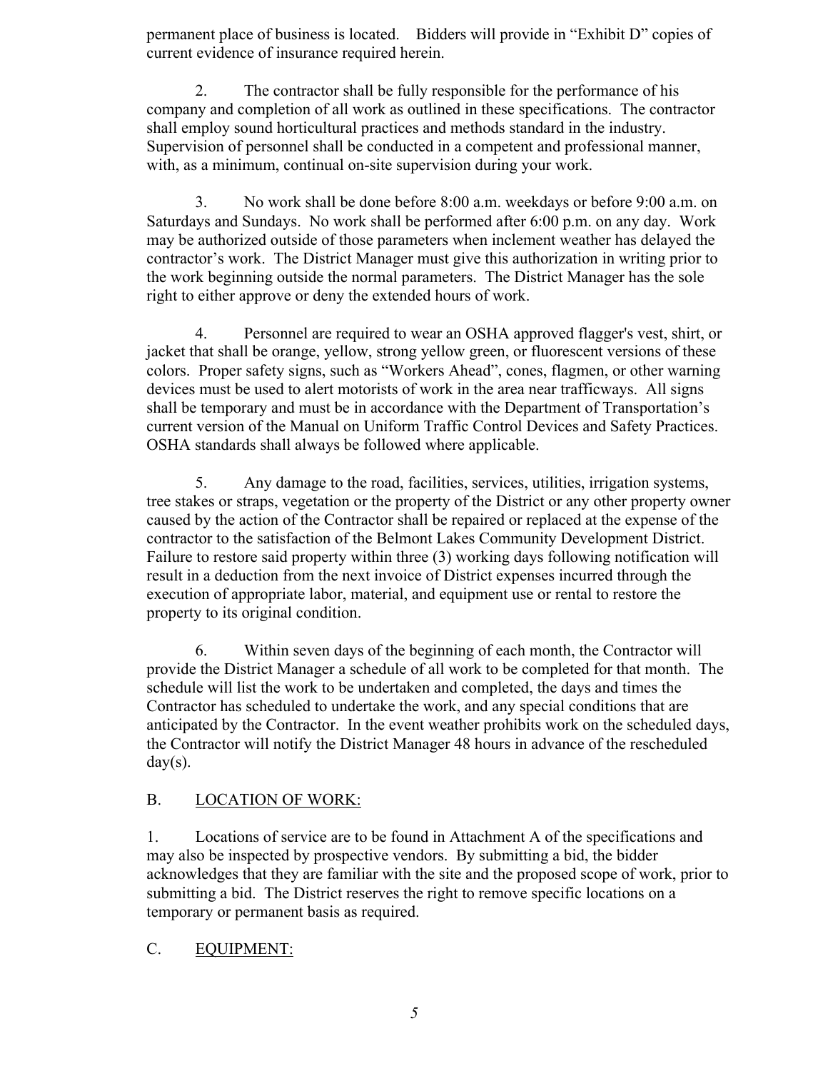permanent place of business is located. Bidders will provide in "Exhibit D" copies of current evidence of insurance required herein.

2. The contractor shall be fully responsible for the performance of his company and completion of all work as outlined in these specifications. The contractor shall employ sound horticultural practices and methods standard in the industry. Supervision of personnel shall be conducted in a competent and professional manner, with, as a minimum, continual on-site supervision during your work.

3. No work shall be done before 8:00 a.m. weekdays or before 9:00 a.m. on Saturdays and Sundays. No work shall be performed after 6:00 p.m. on any day. Work may be authorized outside of those parameters when inclement weather has delayed the contractor's work. The District Manager must give this authorization in writing prior to the work beginning outside the normal parameters. The District Manager has the sole right to either approve or deny the extended hours of work.

4. Personnel are required to wear an OSHA approved flagger's vest, shirt, or jacket that shall be orange, yellow, strong yellow green, or fluorescent versions of these colors. Proper safety signs, such as "Workers Ahead", cones, flagmen, or other warning devices must be used to alert motorists of work in the area near trafficways. All signs shall be temporary and must be in accordance with the Department of Transportation's current version of the Manual on Uniform Traffic Control Devices and Safety Practices. OSHA standards shall always be followed where applicable.

5. Any damage to the road, facilities, services, utilities, irrigation systems, tree stakes or straps, vegetation or the property of the District or any other property owner caused by the action of the Contractor shall be repaired or replaced at the expense of the contractor to the satisfaction of the Belmont Lakes Community Development District. Failure to restore said property within three (3) working days following notification will result in a deduction from the next invoice of District expenses incurred through the execution of appropriate labor, material, and equipment use or rental to restore the property to its original condition.

6. Within seven days of the beginning of each month, the Contractor will provide the District Manager a schedule of all work to be completed for that month. The schedule will list the work to be undertaken and completed, the days and times the Contractor has scheduled to undertake the work, and any special conditions that are anticipated by the Contractor. In the event weather prohibits work on the scheduled days, the Contractor will notify the District Manager 48 hours in advance of the rescheduled day(s).

## B. LOCATION OF WORK:

1. Locations of service are to be found in Attachment A of the specifications and may also be inspected by prospective vendors. By submitting a bid, the bidder acknowledges that they are familiar with the site and the proposed scope of work, prior to submitting a bid. The District reserves the right to remove specific locations on a temporary or permanent basis as required.

## C. EQUIPMENT: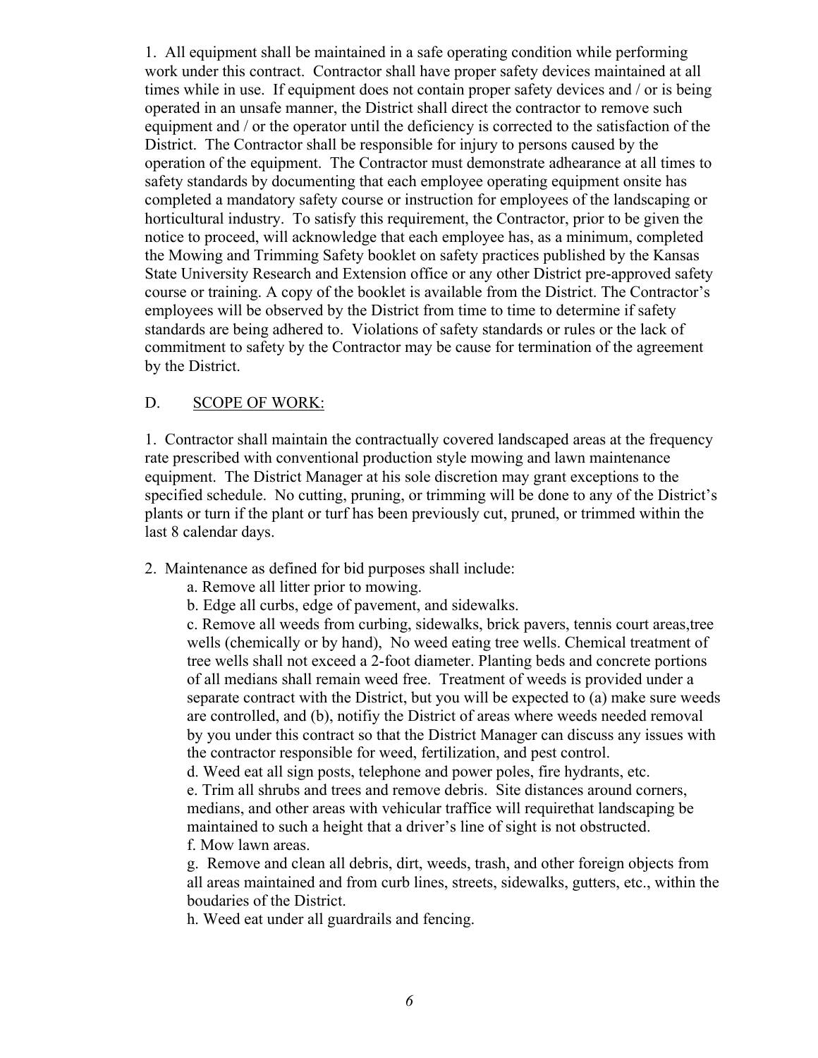1. All equipment shall be maintained in a safe operating condition while performing work under this contract. Contractor shall have proper safety devices maintained at all times while in use. If equipment does not contain proper safety devices and / or is being operated in an unsafe manner, the District shall direct the contractor to remove such equipment and / or the operator until the deficiency is corrected to the satisfaction of the District. The Contractor shall be responsible for injury to persons caused by the operation of the equipment. The Contractor must demonstrate adhearance at all times to safety standards by documenting that each employee operating equipment onsite has completed a mandatory safety course or instruction for employees of the landscaping or horticultural industry. To satisfy this requirement, the Contractor, prior to be given the notice to proceed, will acknowledge that each employee has, as a minimum, completed the Mowing and Trimming Safety booklet on safety practices published by the Kansas State University Research and Extension office or any other District pre-approved safety course or training. A copy of the booklet is available from the District. The Contractor's employees will be observed by the District from time to time to determine if safety standards are being adhered to. Violations of safety standards or rules or the lack of commitment to safety by the Contractor may be cause for termination of the agreement by the District.

## D. <u>SCOPE OF WORK:</u>

1. Contractor shall maintain the contractually covered landscaped areas at the frequency rate prescribed with conventional production style mowing and lawn maintenance equipment. The District Manager at his sole discretion may grant exceptions to the specified schedule. No cutting, pruning, or trimming will be done to any of the District's plants or turn if the plant or turf has been previously cut, pruned, or trimmed within the last 8 calendar days.

2. Maintenance as defined for bid purposes shall include:

   a. Remove all litter prior to mowing.

   b. Edge all curbs, edge of pavement, and sidewalks.

   c. Remove all weeds from curbing, sidewalks, brick pavers, tennis court areas,tree wells (chemically or by hand), No weed eating tree wells. Chemical treatment of tree wells shall not exceed a 2-foot diameter. Planting beds and concrete portions of all medians shall remain weed free. Treatment of weeds is provided under a separate contract with the District, but you will be expected to (a) make sure weeds are controlled, and (b), notifiy the District of areas where weeds needed removal by you under this contract so that the District Manager can discuss any issues with the contractor responsible for weed, fertilization, and pest control.

   d. Weed eat all sign posts, telephone and power poles, fire hydrants, etc.

   e. Trim all shrubs and trees and remove debris. Site distances around corners, medians, and other areas with vehicular traffice will requirethat landscaping be maintained to such a height that a driver's line of sight is not obstructed.

   f. Mow lawn areas.

   g. Remove and clean all debris, dirt, weeds, trash, and other foreign objects from all areas maintained and from curb lines, streets, sidewalks, gutters, etc., within the boudaries of the District.

   h. Weed eat under all guardrails and fencing.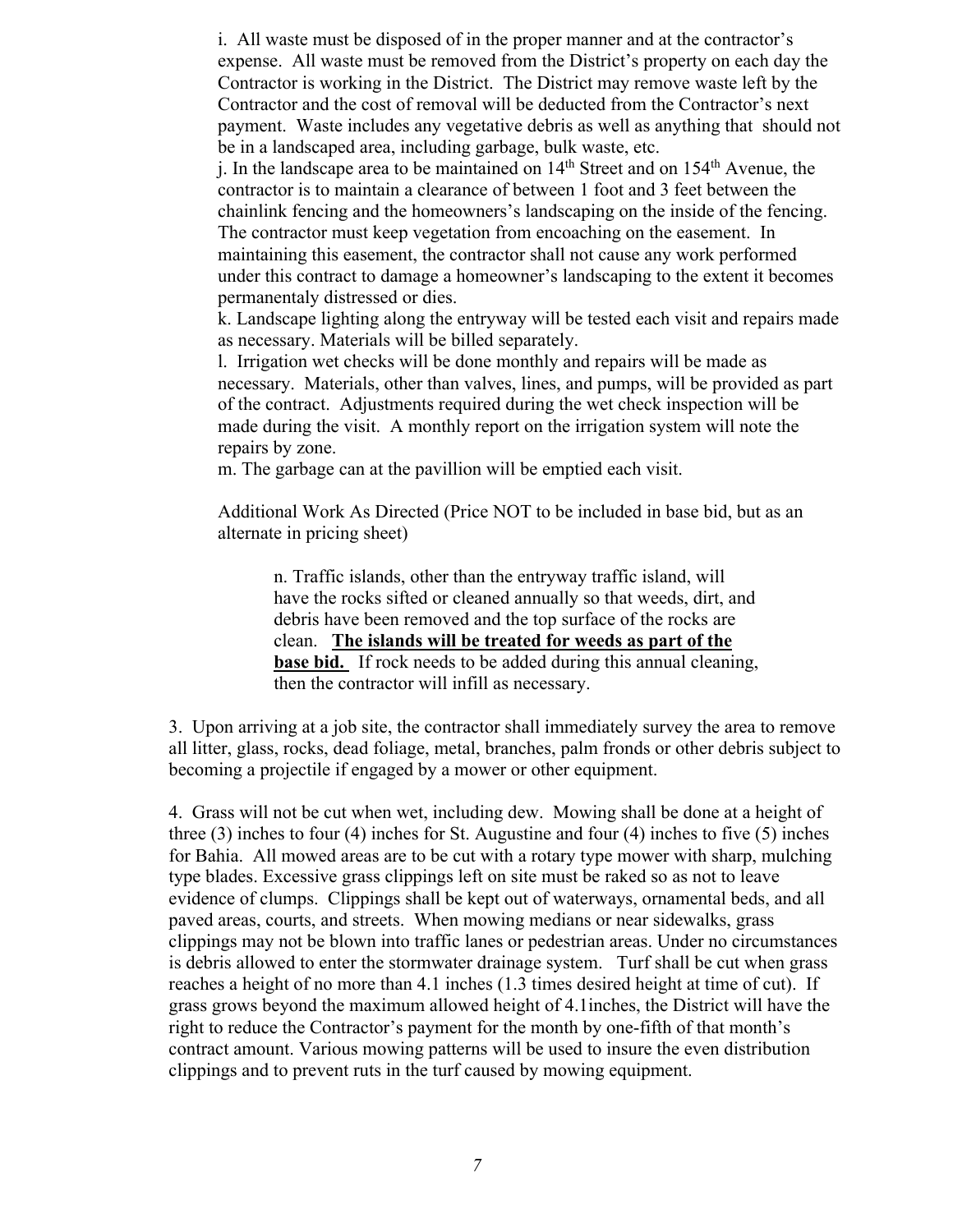i. All waste must be disposed of in the proper manner and at the contractor's expense. All waste must be removed from the District's property on each day the Contractor is working in the District. The District may remove waste left by the Contractor and the cost of removal will be deducted from the Contractor's next payment. Waste includes any vegetative debris as well as anything that should not be in a landscaped area, including garbage, bulk waste, etc.

j. In the landscape area to be maintained on 14th Street and on 154th Avenue, the contractor is to maintain a clearance of between 1 foot and 3 feet between the chainlink fencing and the homeowners's landscaping on the inside of the fencing. The contractor must keep vegetation from encoaching on the easement. In maintaining this easement, the contractor shall not cause any work performed under this contract to damage a homeowner's landscaping to the extent it becomes permanentaly distressed or dies.

k. Landscape lighting along the entryway will be tested each visit and repairs made as necessary. Materials will be billed separately.

l. Irrigation wet checks will be done monthly and repairs will be made as necessary. Materials, other than valves, lines, and pumps, will be provided as part of the contract. Adjustments required during the wet check inspection will be made during the visit. A monthly report on the irrigation system will note the repairs by zone.

m. The garbage can at the pavillion will be emptied each visit.

Additional Work As Directed (Price NOT to be included in base bid, but as an alternate in pricing sheet)

> n. Traffic islands, other than the entryway traffic island, will have the rocks sifted or cleaned annually so that weeds, dirt, and debris have been removed and the top surface of the rocks are clean. **The islands will be treated for weeds as part of the base bid.** If rock needs to be added during this annual cleaning, then the contractor will infill as necessary.

3. Upon arriving at a job site, the contractor shall immediately survey the area to remove all litter, glass, rocks, dead foliage, metal, branches, palm fronds or other debris subject to becoming a projectile if engaged by a mower or other equipment.

4. Grass will not be cut when wet, including dew. Mowing shall be done at a height of three (3) inches to four (4) inches for St. Augustine and four (4) inches to five (5) inches for Bahia. All mowed areas are to be cut with a rotary type mower with sharp, mulching type blades. Excessive grass clippings left on site must be raked so as not to leave evidence of clumps. Clippings shall be kept out of waterways, ornamental beds, and all paved areas, courts, and streets. When mowing medians or near sidewalks, grass clippings may not be blown into traffic lanes or pedestrian areas. Under no circumstances is debris allowed to enter the stormwater drainage system. Turf shall be cut when grass reaches a height of no more than 4.1 inches (1.3 times desired height at time of cut). If grass grows beyond the maximum allowed height of 4.1inches, the District will have the right to reduce the Contractor's payment for the month by one-fifth of that month's contract amount. Various mowing patterns will be used to insure the even distribution clippings and to prevent ruts in the turf caused by mowing equipment.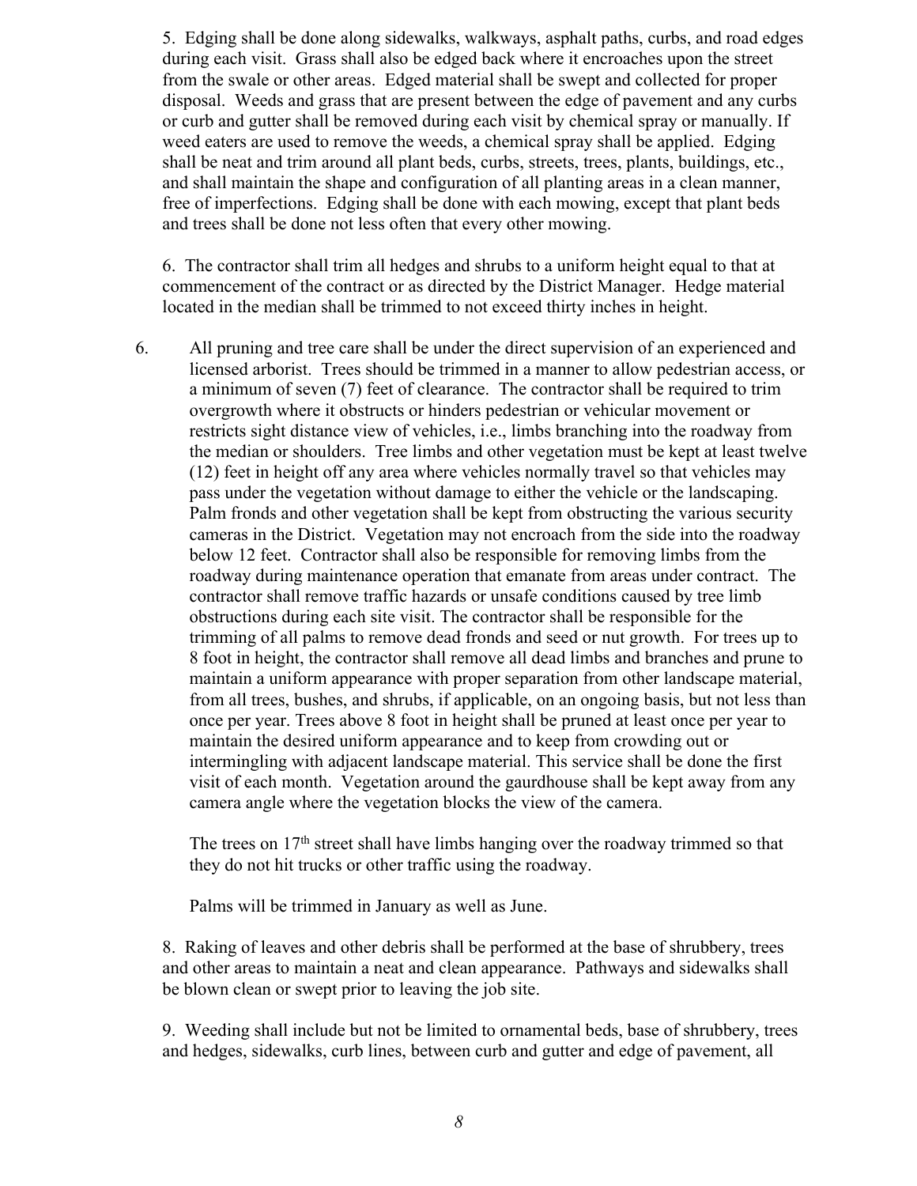5. Edging shall be done along sidewalks, walkways, asphalt paths, curbs, and road edges during each visit. Grass shall also be edged back where it encroaches upon the street from the swale or other areas. Edged material shall be swept and collected for proper disposal. Weeds and grass that are present between the edge of pavement and any curbs or curb and gutter shall be removed during each visit by chemical spray or manually. If weed eaters are used to remove the weeds, a chemical spray shall be applied. Edging shall be neat and trim around all plant beds, curbs, streets, trees, plants, buildings, etc., and shall maintain the shape and configuration of all planting areas in a clean manner, free of imperfections. Edging shall be done with each mowing, except that plant beds and trees shall be done not less often that every other mowing.

6. The contractor shall trim all hedges and shrubs to a uniform height equal to that at commencement of the contract or as directed by the District Manager. Hedge material located in the median shall be trimmed to not exceed thirty inches in height.

6. All pruning and tree care shall be under the direct supervision of an experienced and licensed arborist. Trees should be trimmed in a manner to allow pedestrian access, or a minimum of seven (7) feet of clearance. The contractor shall be required to trim overgrowth where it obstructs or hinders pedestrian or vehicular movement or restricts sight distance view of vehicles, i.e., limbs branching into the roadway from the median or shoulders. Tree limbs and other vegetation must be kept at least twelve (12) feet in height off any area where vehicles normally travel so that vehicles may pass under the vegetation without damage to either the vehicle or the landscaping. Palm fronds and other vegetation shall be kept from obstructing the various security cameras in the District. Vegetation may not encroach from the side into the roadway below 12 feet. Contractor shall also be responsible for removing limbs from the roadway during maintenance operation that emanate from areas under contract. The contractor shall remove traffic hazards or unsafe conditions caused by tree limb obstructions during each site visit. The contractor shall be responsible for the trimming of all palms to remove dead fronds and seed or nut growth. For trees up to 8 foot in height, the contractor shall remove all dead limbs and branches and prune to maintain a uniform appearance with proper separation from other landscape material, from all trees, bushes, and shrubs, if applicable, on an ongoing basis, but not less than once per year. Trees above 8 foot in height shall be pruned at least once per year to maintain the desired uniform appearance and to keep from crowding out or intermingling with adjacent landscape material. This service shall be done the first visit of each month. Vegetation around the gaurdhouse shall be kept away from any camera angle where the vegetation blocks the view of the camera.

The trees on 17th street shall have limbs hanging over the roadway trimmed so that they do not hit trucks or other traffic using the roadway.

Palms will be trimmed in January as well as June.

8. Raking of leaves and other debris shall be performed at the base of shrubbery, trees and other areas to maintain a neat and clean appearance. Pathways and sidewalks shall be blown clean or swept prior to leaving the job site.

9. Weeding shall include but not be limited to ornamental beds, base of shrubbery, trees and hedges, sidewalks, curb lines, between curb and gutter and edge of pavement, all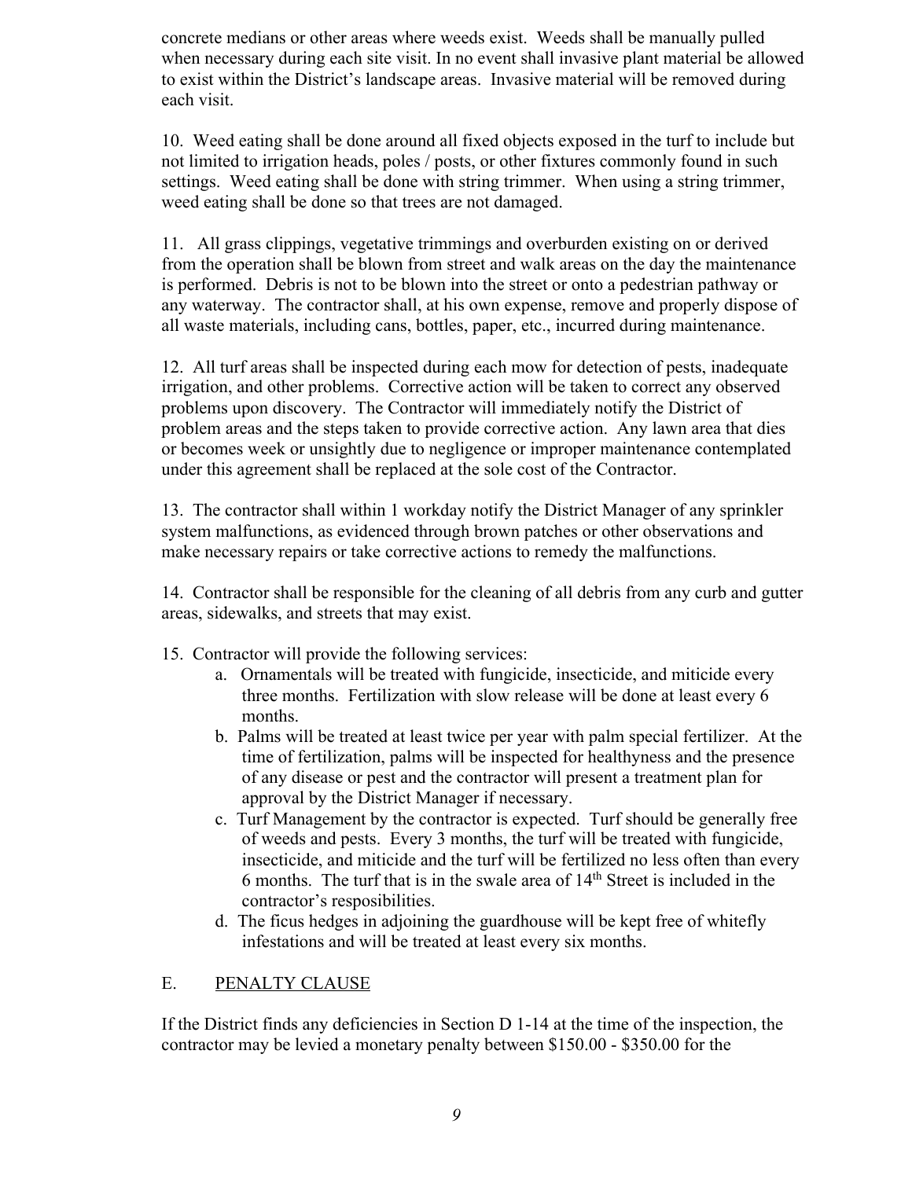concrete medians or other areas where weeds exist. Weeds shall be manually pulled when necessary during each site visit. In no event shall invasive plant material be allowed to exist within the District's landscape areas. Invasive material will be removed during each visit.

10. Weed eating shall be done around all fixed objects exposed in the turf to include but not limited to irrigation heads, poles / posts, or other fixtures commonly found in such settings. Weed eating shall be done with string trimmer. When using a string trimmer, weed eating shall be done so that trees are not damaged.

11. All grass clippings, vegetative trimmings and overburden existing on or derived from the operation shall be blown from street and walk areas on the day the maintenance is performed. Debris is not to be blown into the street or onto a pedestrian pathway or any waterway. The contractor shall, at his own expense, remove and properly dispose of all waste materials, including cans, bottles, paper, etc., incurred during maintenance.

12. All turf areas shall be inspected during each mow for detection of pests, inadequate irrigation, and other problems. Corrective action will be taken to correct any observed problems upon discovery. The Contractor will immediately notify the District of problem areas and the steps taken to provide corrective action. Any lawn area that dies or becomes week or unsightly due to negligence or improper maintenance contemplated under this agreement shall be replaced at the sole cost of the Contractor.

13. The contractor shall within 1 workday notify the District Manager of any sprinkler system malfunctions, as evidenced through brown patches or other observations and make necessary repairs or take corrective actions to remedy the malfunctions.

14. Contractor shall be responsible for the cleaning of all debris from any curb and gutter areas, sidewalks, and streets that may exist.

15. Contractor will provide the following services:

   a. Ornamentals will be treated with fungicide, insecticide, and miticide every three months. Fertilization with slow release will be done at least every 6 months.
   
   b. Palms will be treated at least twice per year with palm special fertilizer. At the time of fertilization, palms will be inspected for healthyness and the presence of any disease or pest and the contractor will present a treatment plan for approval by the District Manager if necessary.
   
   c. Turf Management by the contractor is expected. Turf should be generally free of weeds and pests. Every 3 months, the turf will be treated with fungicide, insecticide, and miticide and the turf will be fertilized no less often than every 6 months. The turf that is in the swale area of 14th Street is included in the contractor's resposibilities.
   
   d. The ficus hedges in adjoining the guardhouse will be kept free of whitefly infestations and will be treated at least every six months.

## E. PENALTY CLAUSE

If the District finds any deficiencies in Section D 1-14 at the time of the inspection, the contractor may be levied a monetary penalty between $150.00 - $350.00 for the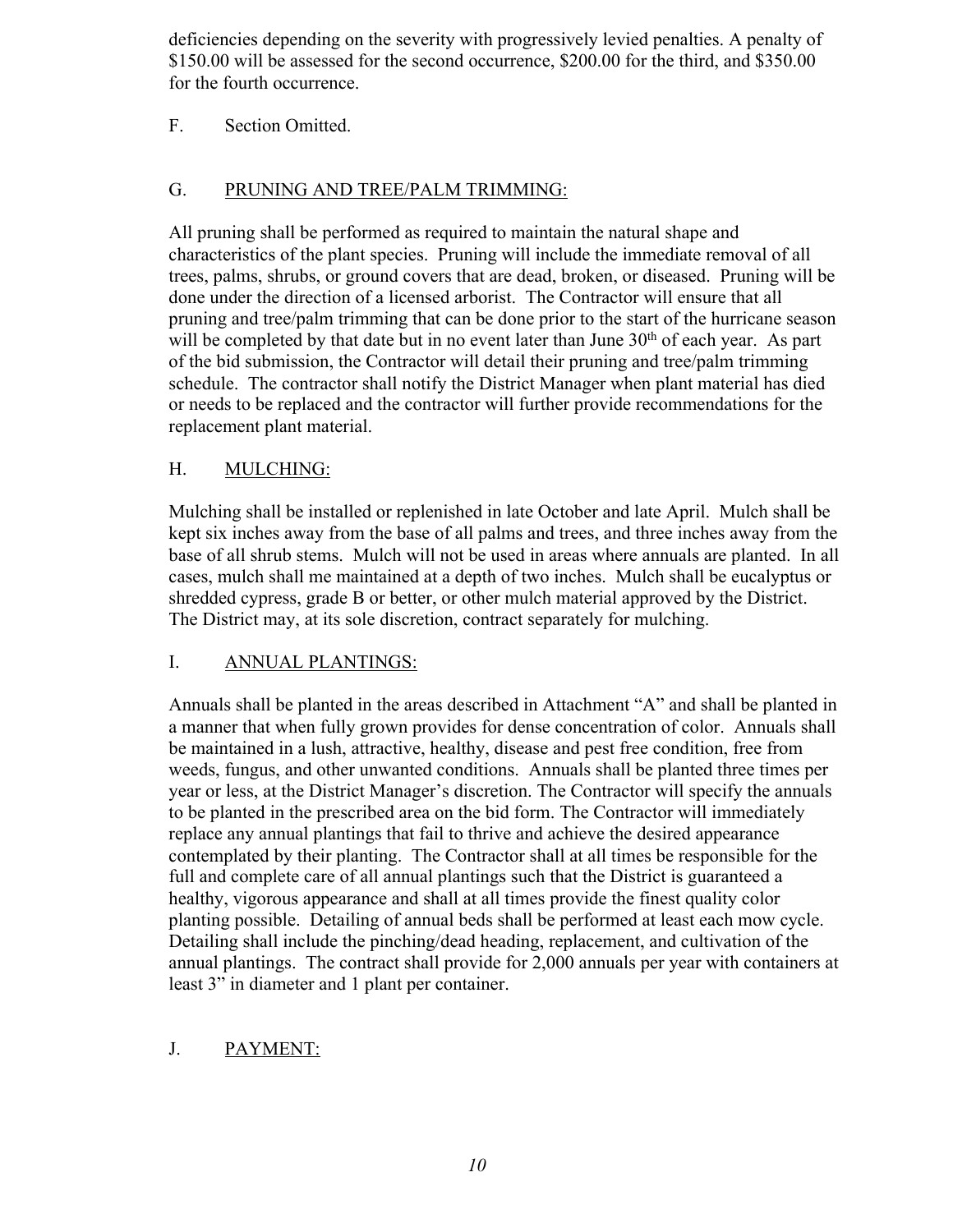deficiencies depending on the severity with progressively levied penalties. A penalty of $150.00 will be assessed for the second occurrence, $200.00 for the third, and $350.00 for the fourth occurrence.

F. Section Omitted.

## G. PRUNING AND TREE/PALM TRIMMING:

All pruning shall be performed as required to maintain the natural shape and characteristics of the plant species. Pruning will include the immediate removal of all trees, palms, shrubs, or ground covers that are dead, broken, or diseased. Pruning will be done under the direction of a licensed arborist. The Contractor will ensure that all pruning and tree/palm trimming that can be done prior to the start of the hurricane season will be completed by that date but in no event later than June 30th of each year. As part of the bid submission, the Contractor will detail their pruning and tree/palm trimming schedule. The contractor shall notify the District Manager when plant material has died or needs to be replaced and the contractor will further provide recommendations for the replacement plant material.

## H. MULCHING:

Mulching shall be installed or replenished in late October and late April. Mulch shall be kept six inches away from the base of all palms and trees, and three inches away from the base of all shrub stems. Mulch will not be used in areas where annuals are planted. In all cases, mulch shall me maintained at a depth of two inches. Mulch shall be eucalyptus or shredded cypress, grade B or better, or other mulch material approved by the District. The District may, at its sole discretion, contract separately for mulching.

## I. ANNUAL PLANTINGS:

Annuals shall be planted in the areas described in Attachment "A" and shall be planted in a manner that when fully grown provides for dense concentration of color. Annuals shall be maintained in a lush, attractive, healthy, disease and pest free condition, free from weeds, fungus, and other unwanted conditions. Annuals shall be planted three times per year or less, at the District Manager's discretion. The Contractor will specify the annuals to be planted in the prescribed area on the bid form. The Contractor will immediately replace any annual plantings that fail to thrive and achieve the desired appearance contemplated by their planting. The Contractor shall at all times be responsible for the full and complete care of all annual plantings such that the District is guaranteed a healthy, vigorous appearance and shall at all times provide the finest quality color planting possible. Detailing of annual beds shall be performed at least each mow cycle. Detailing shall include the pinching/dead heading, replacement, and cultivation of the annual plantings. The contract shall provide for 2,000 annuals per year with containers at least 3" in diameter and 1 plant per container.

## J. PAYMENT: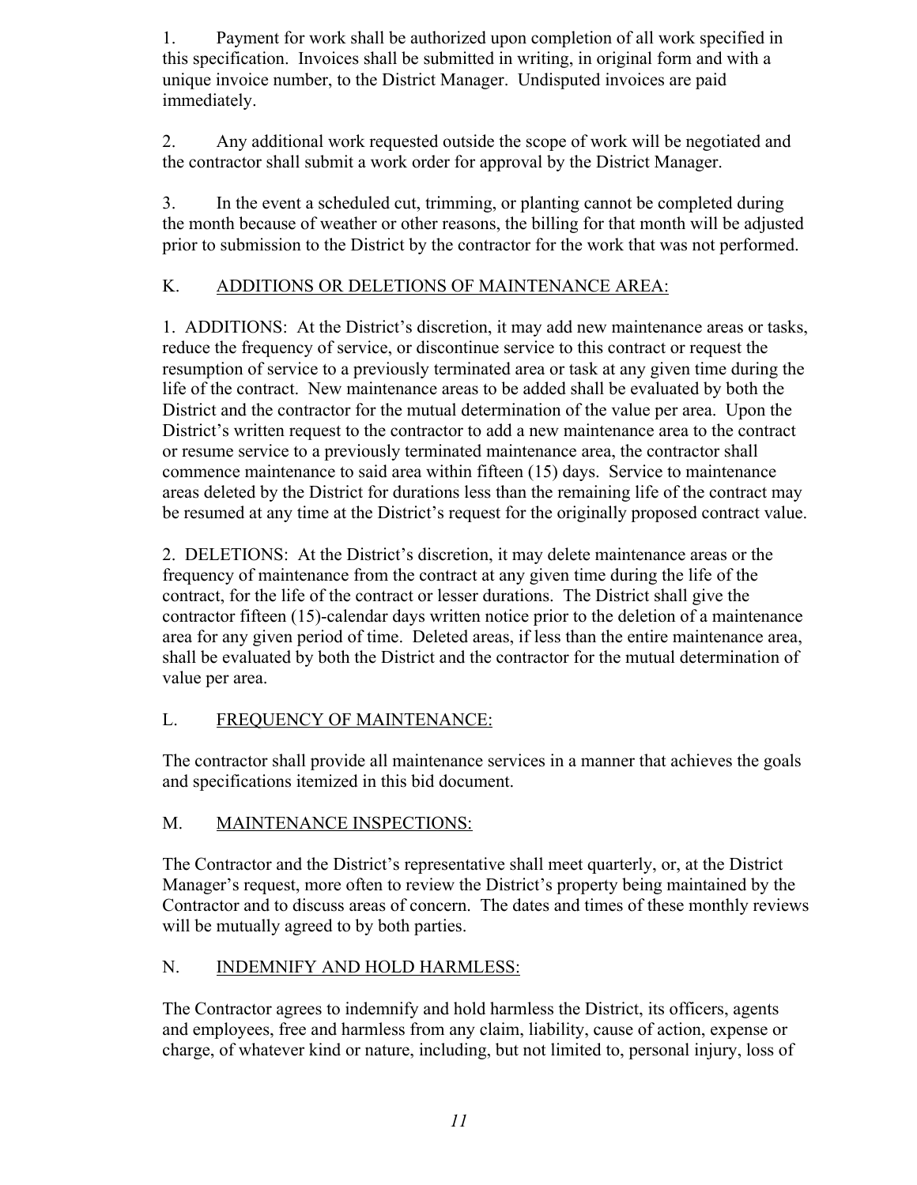1. Payment for work shall be authorized upon completion of all work specified in this specification. Invoices shall be submitted in writing, in original form and with a unique invoice number, to the District Manager. Undisputed invoices are paid immediately.

2. Any additional work requested outside the scope of work will be negotiated and the contractor shall submit a work order for approval by the District Manager.

3. In the event a scheduled cut, trimming, or planting cannot be completed during the month because of weather or other reasons, the billing for that month will be adjusted prior to submission to the District by the contractor for the work that was not performed.

## K. ADDITIONS OR DELETIONS OF MAINTENANCE AREA:

1. ADDITIONS: At the District's discretion, it may add new maintenance areas or tasks, reduce the frequency of service, or discontinue service to this contract or request the resumption of service to a previously terminated area or task at any given time during the life of the contract. New maintenance areas to be added shall be evaluated by both the District and the contractor for the mutual determination of the value per area. Upon the District's written request to the contractor to add a new maintenance area to the contract or resume service to a previously terminated maintenance area, the contractor shall commence maintenance to said area within fifteen (15) days. Service to maintenance areas deleted by the District for durations less than the remaining life of the contract may be resumed at any time at the District's request for the originally proposed contract value.

2. DELETIONS: At the District's discretion, it may delete maintenance areas or the frequency of maintenance from the contract at any given time during the life of the contract, for the life of the contract or lesser durations. The District shall give the contractor fifteen (15)-calendar days written notice prior to the deletion of a maintenance area for any given period of time. Deleted areas, if less than the entire maintenance area, shall be evaluated by both the District and the contractor for the mutual determination of value per area.

## L. FREQUENCY OF MAINTENANCE:

The contractor shall provide all maintenance services in a manner that achieves the goals and specifications itemized in this bid document.

## M. MAINTENANCE INSPECTIONS:

The Contractor and the District's representative shall meet quarterly, or, at the District Manager's request, more often to review the District's property being maintained by the Contractor and to discuss areas of concern. The dates and times of these monthly reviews will be mutually agreed to by both parties.

## N. INDEMNIFY AND HOLD HARMLESS:

The Contractor agrees to indemnify and hold harmless the District, its officers, agents and employees, free and harmless from any claim, liability, cause of action, expense or charge, of whatever kind or nature, including, but not limited to, personal injury, loss of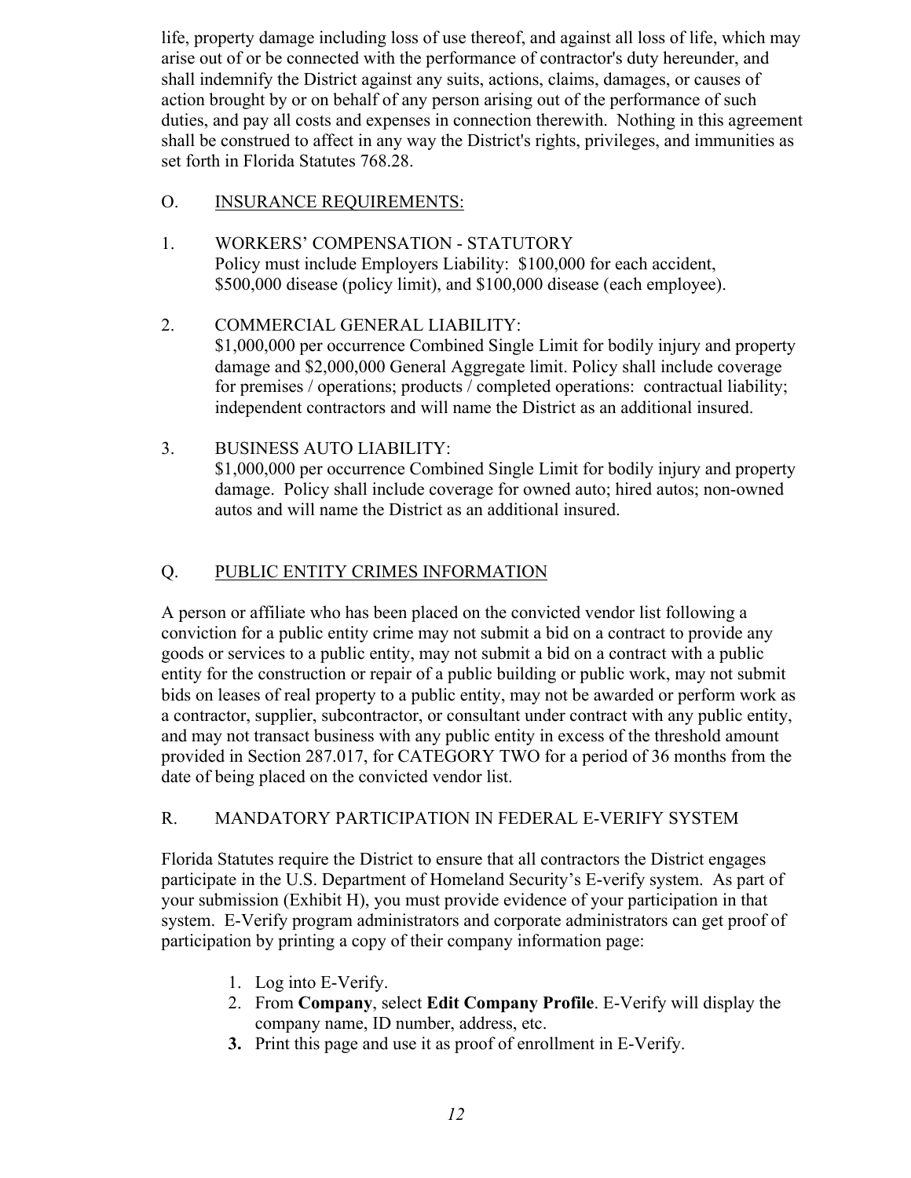life, property damage including loss of use thereof, and against all loss of life, which may arise out of or be connected with the performance of contractor's duty hereunder, and shall indemnify the District against any suits, actions, claims, damages, or causes of action brought by or on behalf of any person arising out of the performance of such duties, and pay all costs and expenses in connection therewith. Nothing in this agreement shall be construed to affect in any way the District's rights, privileges, and immunities as set forth in Florida Statutes 768.28.

O. <u>INSURANCE REQUIREMENTS:</u>

1. WORKERS' COMPENSATION - STATUTORY
   Policy must include Employers Liability: $100,000 for each accident, $500,000 disease (policy limit), and $100,000 disease (each employee).

2. COMMERCIAL GENERAL LIABILITY:
   $1,000,000 per occurrence Combined Single Limit for bodily injury and property damage and $2,000,000 General Aggregate limit. Policy shall include coverage for premises / operations; products / completed operations: contractual liability; independent contractors and will name the District as an additional insured.

3. BUSINESS AUTO LIABILITY:
   $1,000,000 per occurrence Combined Single Limit for bodily injury and property damage. Policy shall include coverage for owned auto; hired autos; non-owned autos and will name the District as an additional insured.

Q. <u>PUBLIC ENTITY CRIMES INFORMATION</u>

A person or affiliate who has been placed on the convicted vendor list following a conviction for a public entity crime may not submit a bid on a contract to provide any goods or services to a public entity, may not submit a bid on a contract with a public entity for the construction or repair of a public building or public work, may not submit bids on leases of real property to a public entity, may not be awarded or perform work as a contractor, supplier, subcontractor, or consultant under contract with any public entity, and may not transact business with any public entity in excess of the threshold amount provided in Section 287.017, for CATEGORY TWO for a period of 36 months from the date of being placed on the convicted vendor list.

R. MANDATORY PARTICIPATION IN FEDERAL E-VERIFY SYSTEM

Florida Statutes require the District to ensure that all contractors the District engages participate in the U.S. Department of Homeland Security's E-verify system. As part of your submission (Exhibit H), you must provide evidence of your participation in that system. E-Verify program administrators and corporate administrators can get proof of participation by printing a copy of their company information page:

1. Log into E-Verify.
2. From **Company**, select **Edit Company Profile**. E-Verify will display the company name, ID number, address, etc.
3. Print this page and use it as proof of enrollment in E-Verify.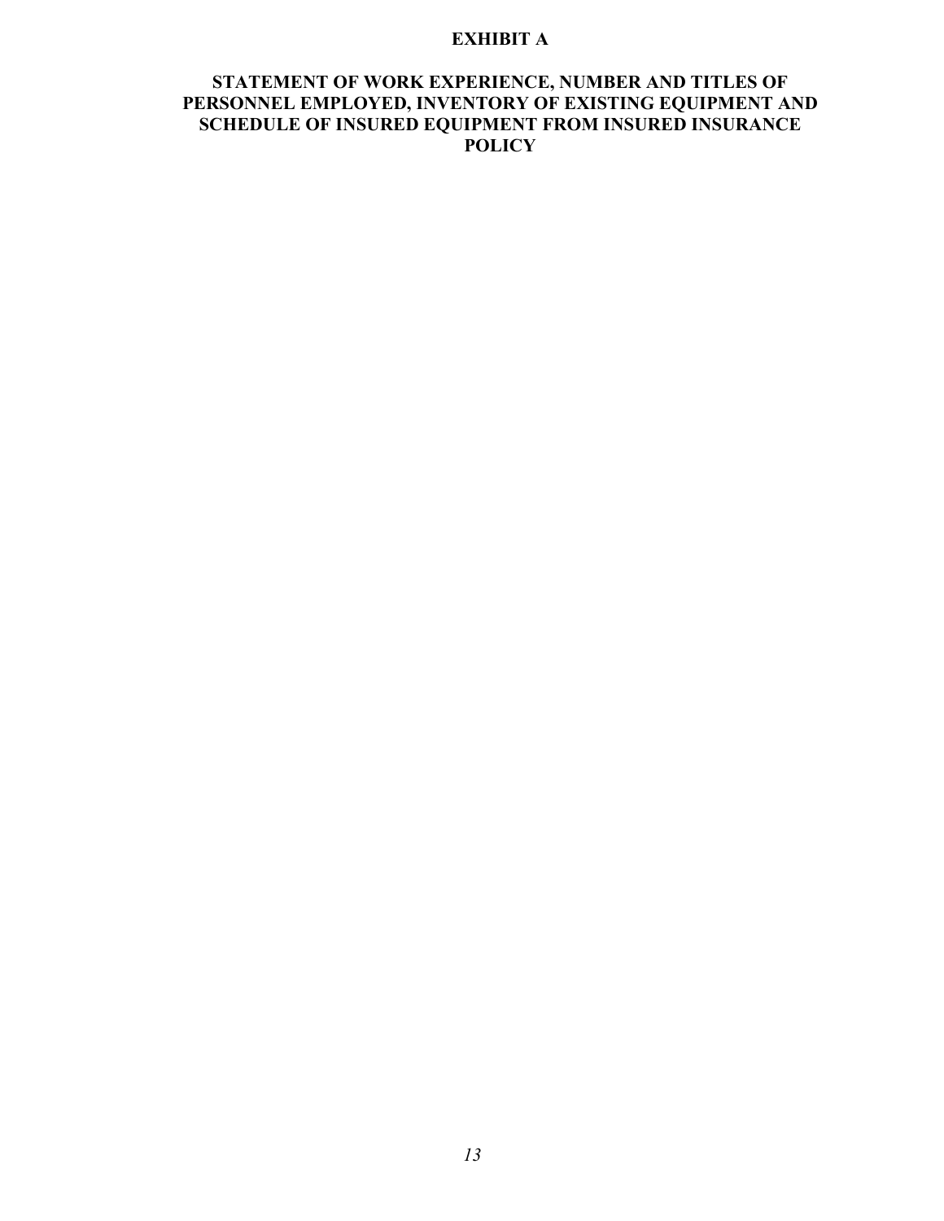# EXHIBIT A

## STATEMENT OF WORK EXPERIENCE, NUMBER AND TITLES OF PERSONNEL EMPLOYED, INVENTORY OF EXISTING EQUIPMENT AND SCHEDULE OF INSURED EQUIPMENT FROM INSURED INSURANCE POLICY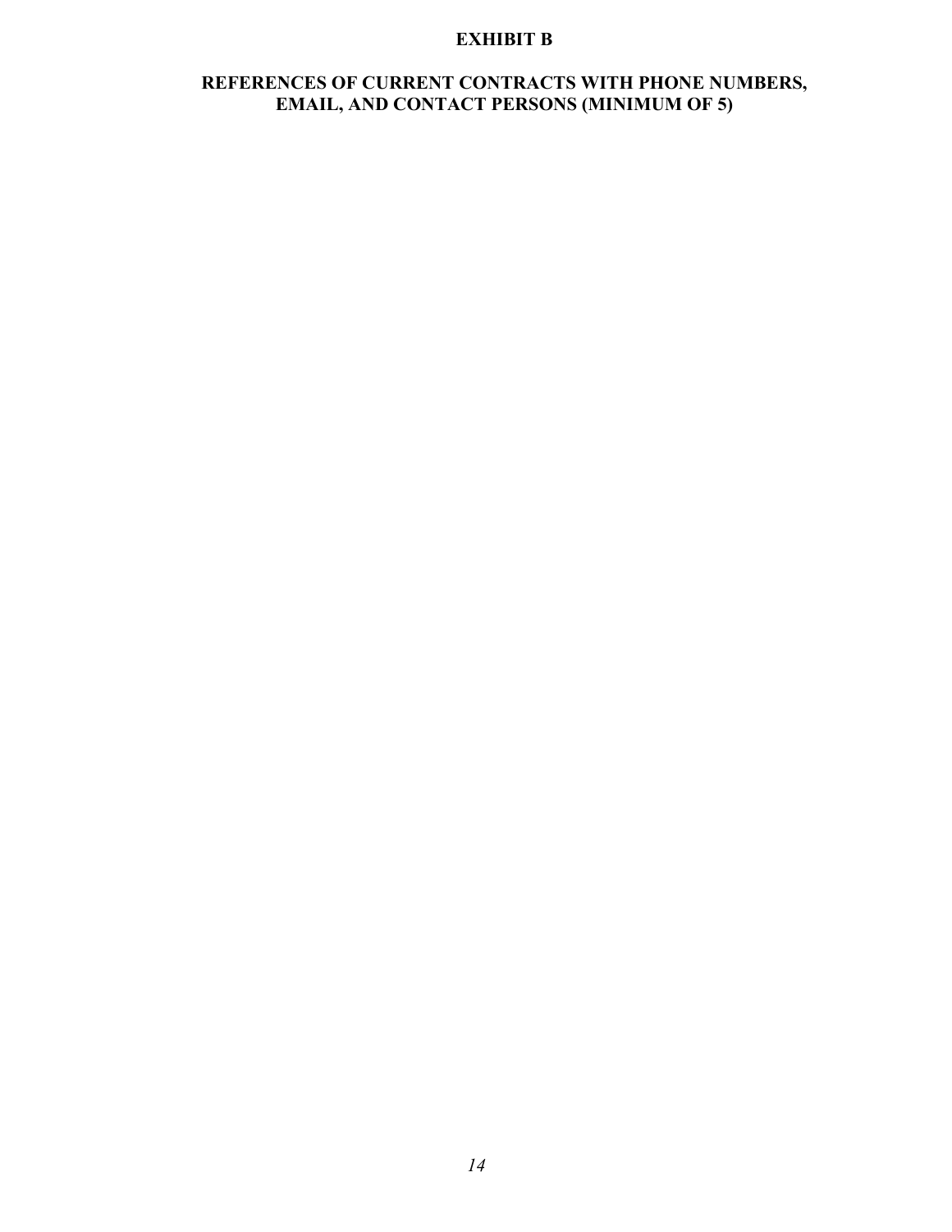# EXHIBIT B

## REFERENCES OF CURRENT CONTRACTS WITH PHONE NUMBERS, EMAIL, AND CONTACT PERSONS (MINIMUM OF 5)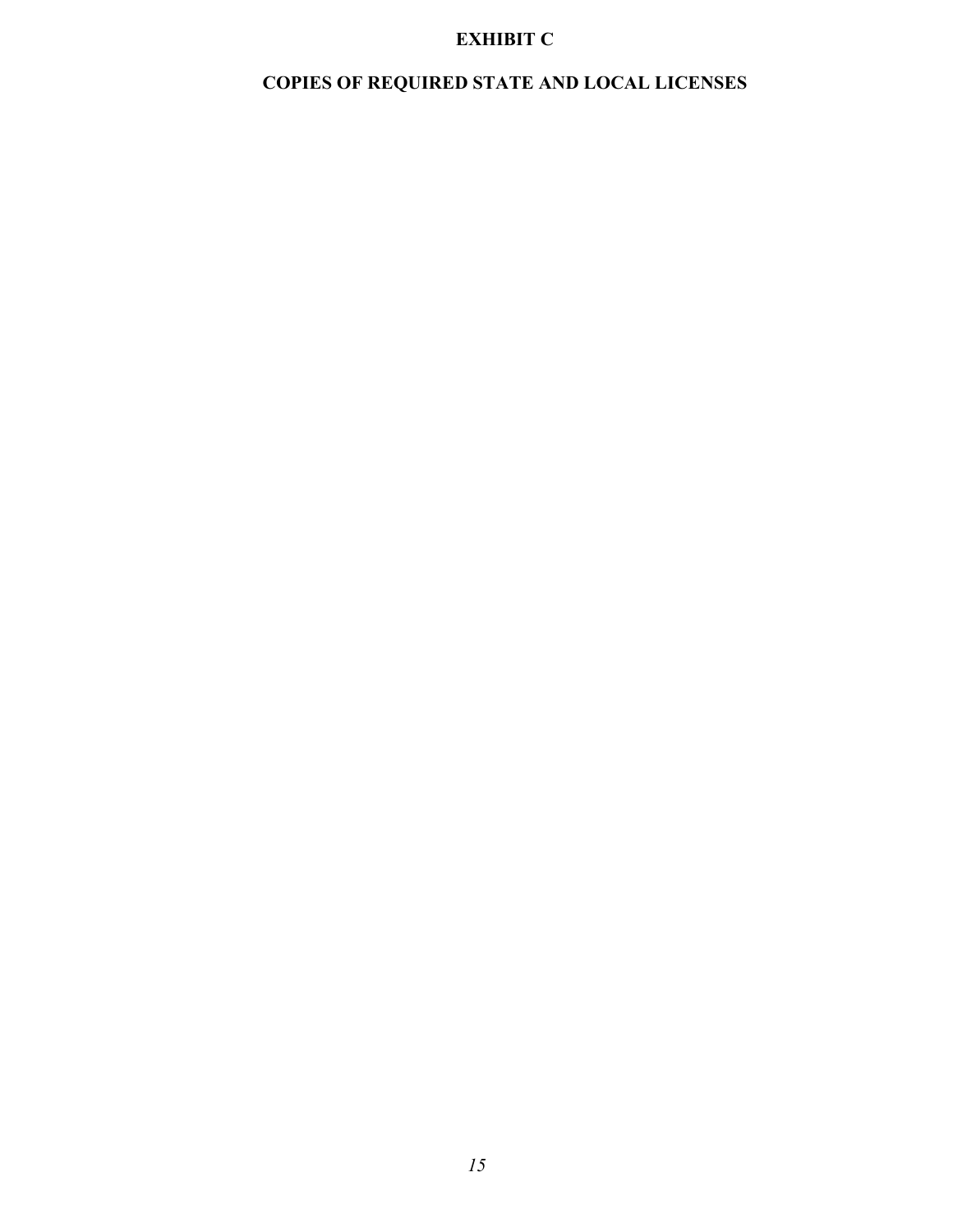# EXHIBIT C

## COPIES OF REQUIRED STATE AND LOCAL LICENSES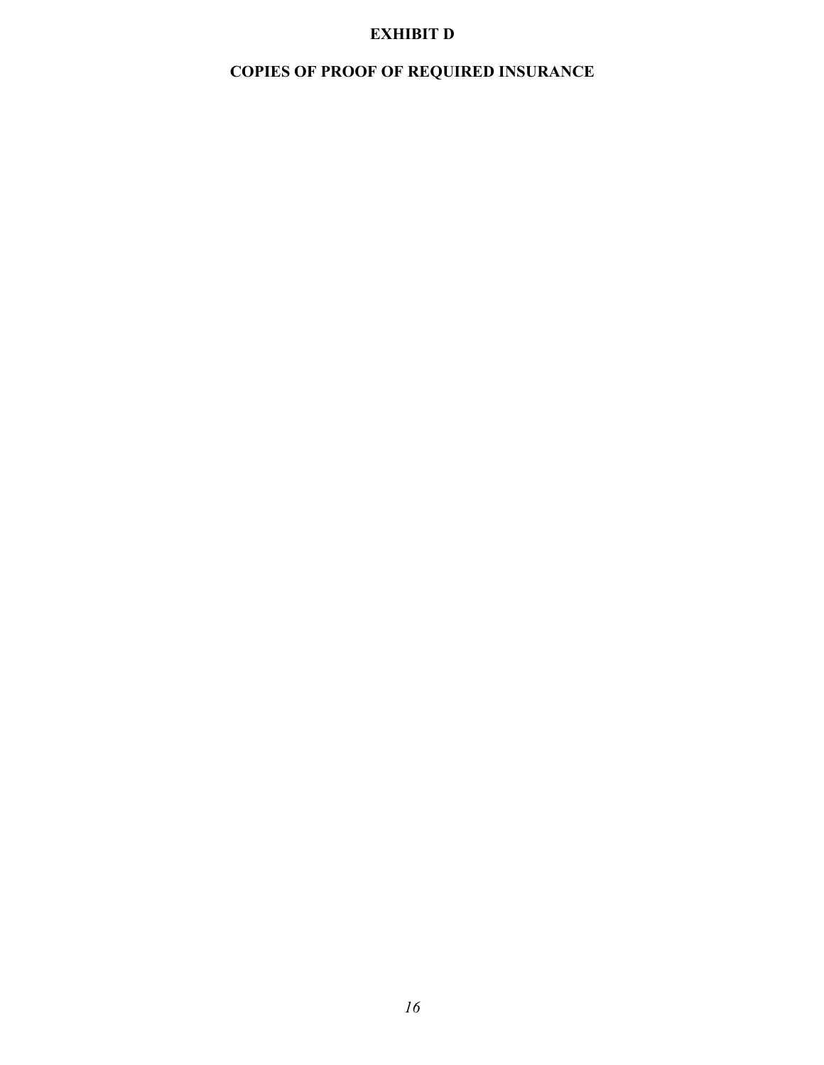# EXHIBIT D

# COPIES OF PROOF OF REQUIRED INSURANCE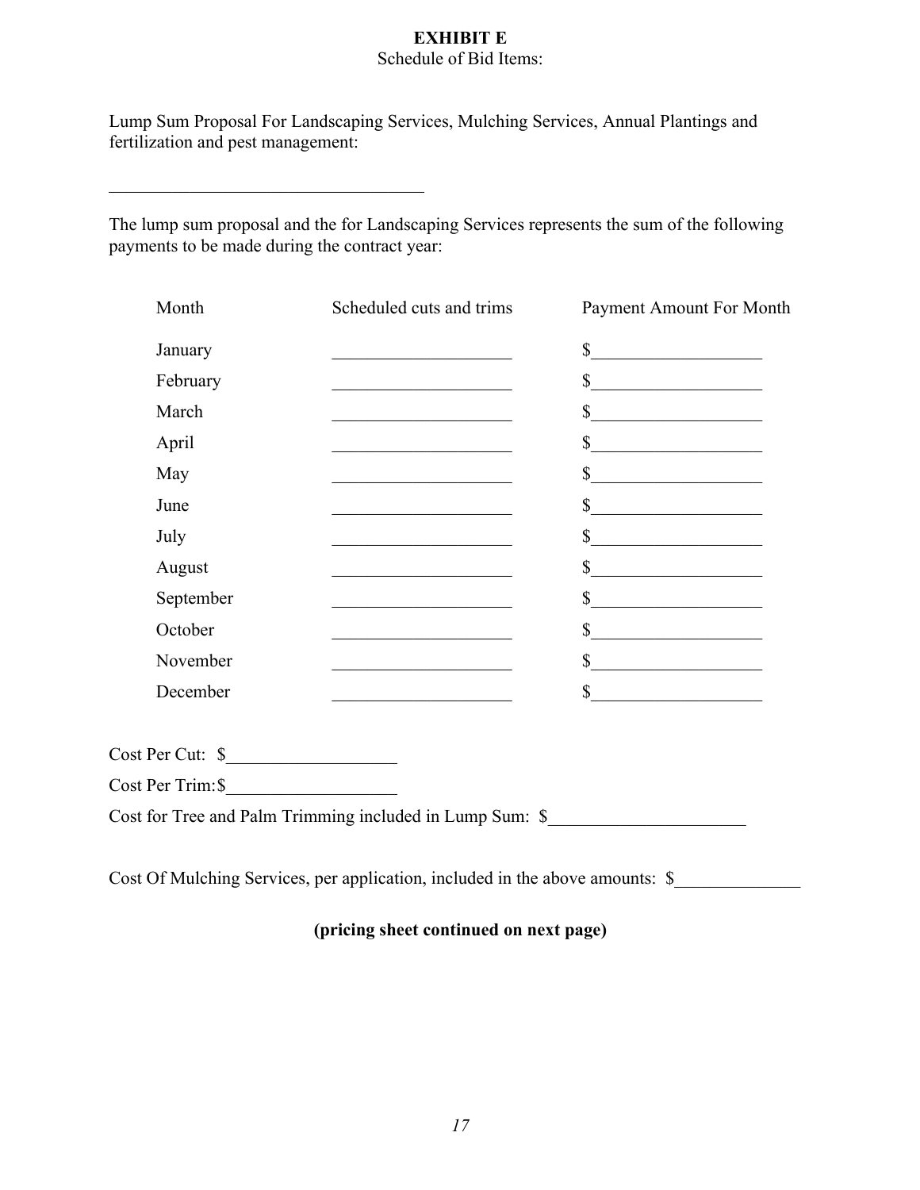**EXHIBIT E**

Schedule of Bid Items:

Lump Sum Proposal For Landscaping Services, Mulching Services, Annual Plantings and fertilization and pest management:

\_\_\_\_\_\_\_\_\_\_\_\_\_\_\_\_\_\_\_\_\_\_\_\_\_\_\_\_\_\_\_\_\_\_\_\_

The lump sum proposal and the for Landscaping Services represents the sum of the following payments to be made during the contract year:

| Month | Scheduled cuts and trims | Payment Amount For Month |
|---|---|---|
| January | \_\_\_\_\_\_\_\_\_\_\_\_\_\_\_\_\_\_\_\_ | $\_\_\_\_\_\_\_\_\_\_\_\_\_\_\_\_\_\_\_ |
| February | \_\_\_\_\_\_\_\_\_\_\_\_\_\_\_\_\_\_\_\_ | $\_\_\_\_\_\_\_\_\_\_\_\_\_\_\_\_\_\_\_ |
| March | \_\_\_\_\_\_\_\_\_\_\_\_\_\_\_\_\_\_\_\_ | $\_\_\_\_\_\_\_\_\_\_\_\_\_\_\_\_\_\_\_ |
| April | \_\_\_\_\_\_\_\_\_\_\_\_\_\_\_\_\_\_\_\_ | $\_\_\_\_\_\_\_\_\_\_\_\_\_\_\_\_\_\_\_ |
| May | \_\_\_\_\_\_\_\_\_\_\_\_\_\_\_\_\_\_\_\_ | $\_\_\_\_\_\_\_\_\_\_\_\_\_\_\_\_\_\_\_ |
| June | \_\_\_\_\_\_\_\_\_\_\_\_\_\_\_\_\_\_\_\_ | $\_\_\_\_\_\_\_\_\_\_\_\_\_\_\_\_\_\_\_ |
| July | \_\_\_\_\_\_\_\_\_\_\_\_\_\_\_\_\_\_\_\_ | $\_\_\_\_\_\_\_\_\_\_\_\_\_\_\_\_\_\_\_ |
| August | \_\_\_\_\_\_\_\_\_\_\_\_\_\_\_\_\_\_\_\_ | $\_\_\_\_\_\_\_\_\_\_\_\_\_\_\_\_\_\_\_ |
| September | \_\_\_\_\_\_\_\_\_\_\_\_\_\_\_\_\_\_\_\_ | $\_\_\_\_\_\_\_\_\_\_\_\_\_\_\_\_\_\_\_ |
| October | \_\_\_\_\_\_\_\_\_\_\_\_\_\_\_\_\_\_\_\_ | $\_\_\_\_\_\_\_\_\_\_\_\_\_\_\_\_\_\_\_ |
| November | \_\_\_\_\_\_\_\_\_\_\_\_\_\_\_\_\_\_\_\_ | $\_\_\_\_\_\_\_\_\_\_\_\_\_\_\_\_\_\_\_ |
| December | \_\_\_\_\_\_\_\_\_\_\_\_\_\_\_\_\_\_\_\_ | $\_\_\_\_\_\_\_\_\_\_\_\_\_\_\_\_\_\_\_ |

Cost Per Cut: $\_\_\_\_\_\_\_\_\_\_\_\_\_\_\_\_\_\_\_

Cost Per Trim: $\_\_\_\_\_\_\_\_\_\_\_\_\_\_\_\_\_\_\_

Cost for Tree and Palm Trimming included in Lump Sum: $\_\_\_\_\_\_\_\_\_\_\_\_\_\_\_\_\_\_\_\_\_\_

Cost Of Mulching Services, per application, included in the above amounts: $\_\_\_\_\_\_\_\_\_\_\_\_\_\_

**(pricing sheet continued on next page)**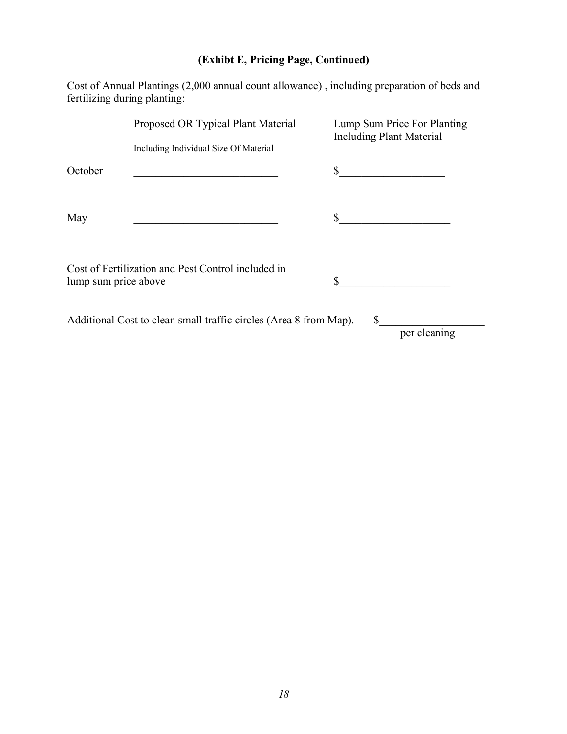**(Exhibt E, Pricing Page, Continued)**

Cost of Annual Plantings (2,000 annual count allowance) , including preparation of beds and fertilizing during planting:

| | Proposed OR Typical Plant Material<br>Including Individual Size Of Material | Lump Sum Price For Planting Including Plant Material |
|---|---|---|
| October | ___________________________ | $___________________ |
| May | ___________________________ | $____________________ |

Cost of Fertilization and Pest Control included in lump sum price above $____________________

Additional Cost to clean small traffic circles (Area 8 from Map). $___________________ per cleaning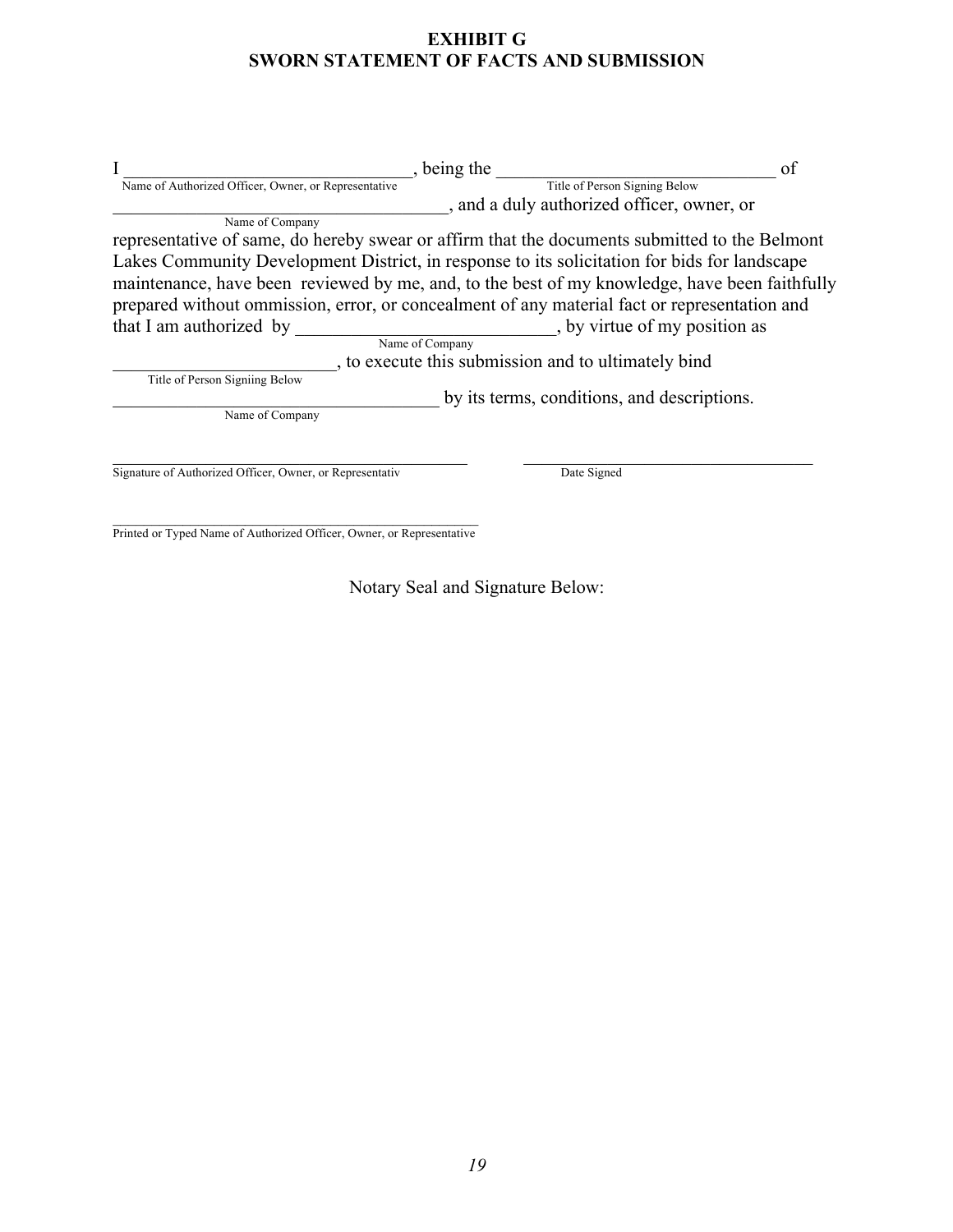# EXHIBIT G
# SWORN STATEMENT OF FACTS AND SUBMISSION

I ________________________________, being the ______________________________ of
Name of Authorized Officer, Owner, or Representative — Title of Person Signing Below

_____________________________________, and a duly authorized officer, owner, or
Name of Company

representative of same, do hereby swear or affirm that the documents submitted to the Belmont Lakes Community Development District, in response to its solicitation for bids for landscape maintenance, have been reviewed by me, and, to the best of my knowledge, have been faithfully prepared without ommission, error, or concealment of any material fact or representation and that I am authorized by ___________________________, by virtue of my position as
Name of Company

________________________, to execute this submission and to ultimately bind
Title of Person Signiing Below

____________________________________ by its terms, conditions, and descriptions.
Name of Company

_______________________________________ &nbsp;&nbsp;&nbsp;&nbsp; ________________________________
Signature of Authorized Officer, Owner, or Representativ &nbsp;&nbsp;&nbsp;&nbsp; Date Signed

_______________________________________
Printed or Typed Name of Authorized Officer, Owner, or Representative

Notary Seal and Signature Below: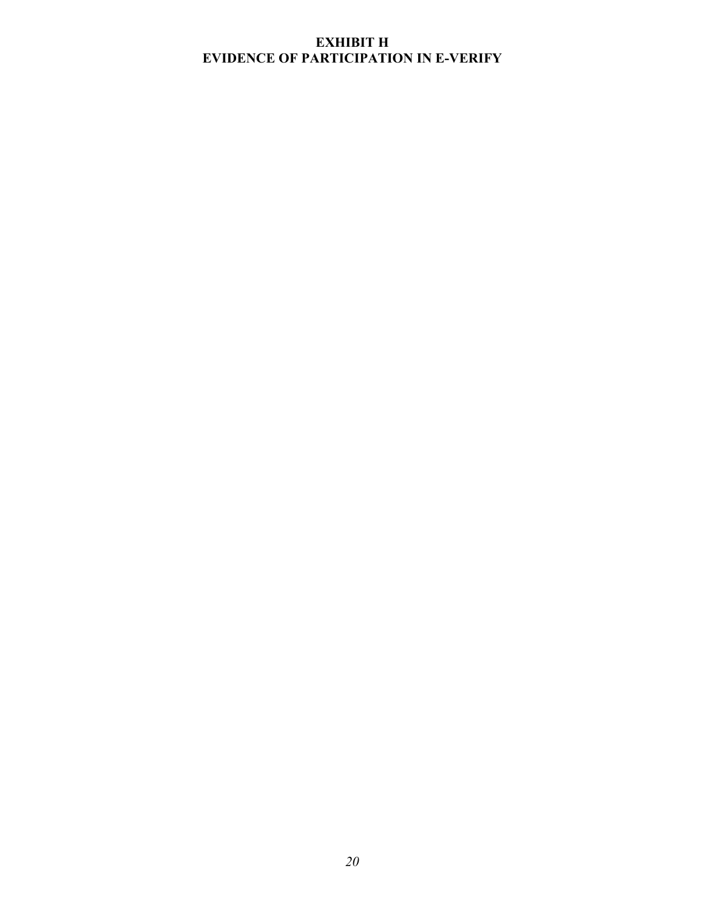# EXHIBIT H
# EVIDENCE OF PARTICIPATION IN E-VERIFY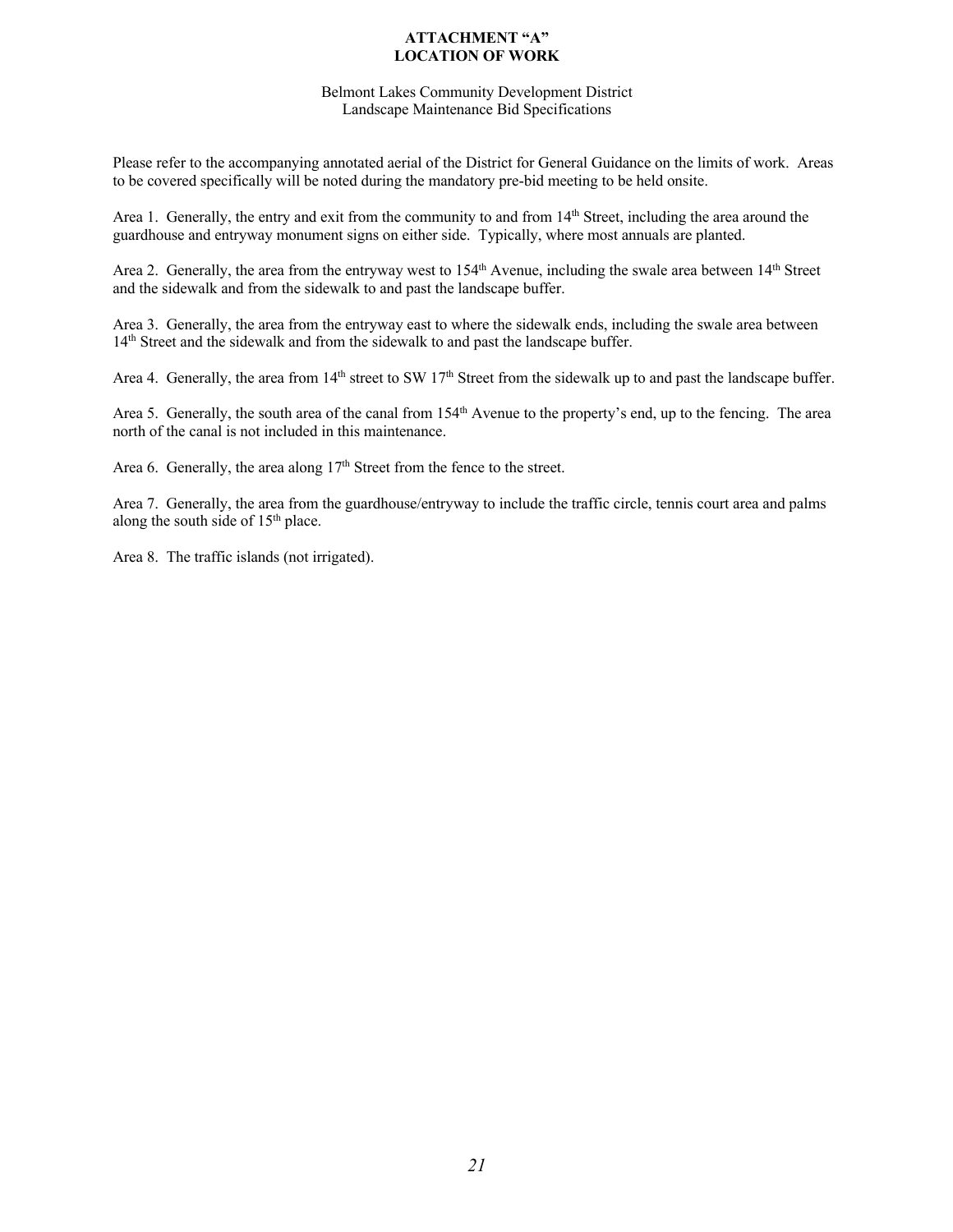# ATTACHMENT "A"
# LOCATION OF WORK

Belmont Lakes Community Development District
Landscape Maintenance Bid Specifications

Please refer to the accompanying annotated aerial of the District for General Guidance on the limits of work. Areas to be covered specifically will be noted during the mandatory pre-bid meeting to be held onsite.

Area 1. Generally, the entry and exit from the community to and from 14th Street, including the area around the guardhouse and entryway monument signs on either side. Typically, where most annuals are planted.

Area 2. Generally, the area from the entryway west to 154th Avenue, including the swale area between 14th Street and the sidewalk and from the sidewalk to and past the landscape buffer.

Area 3. Generally, the area from the entryway east to where the sidewalk ends, including the swale area between 14th Street and the sidewalk and from the sidewalk to and past the landscape buffer.

Area 4. Generally, the area from 14th street to SW 17th Street from the sidewalk up to and past the landscape buffer.

Area 5. Generally, the south area of the canal from 154th Avenue to the property's end, up to the fencing. The area north of the canal is not included in this maintenance.

Area 6. Generally, the area along 17th Street from the fence to the street.

Area 7. Generally, the area from the guardhouse/entryway to include the traffic circle, tennis court area and palms along the south side of 15th place.

Area 8. The traffic islands (not irrigated).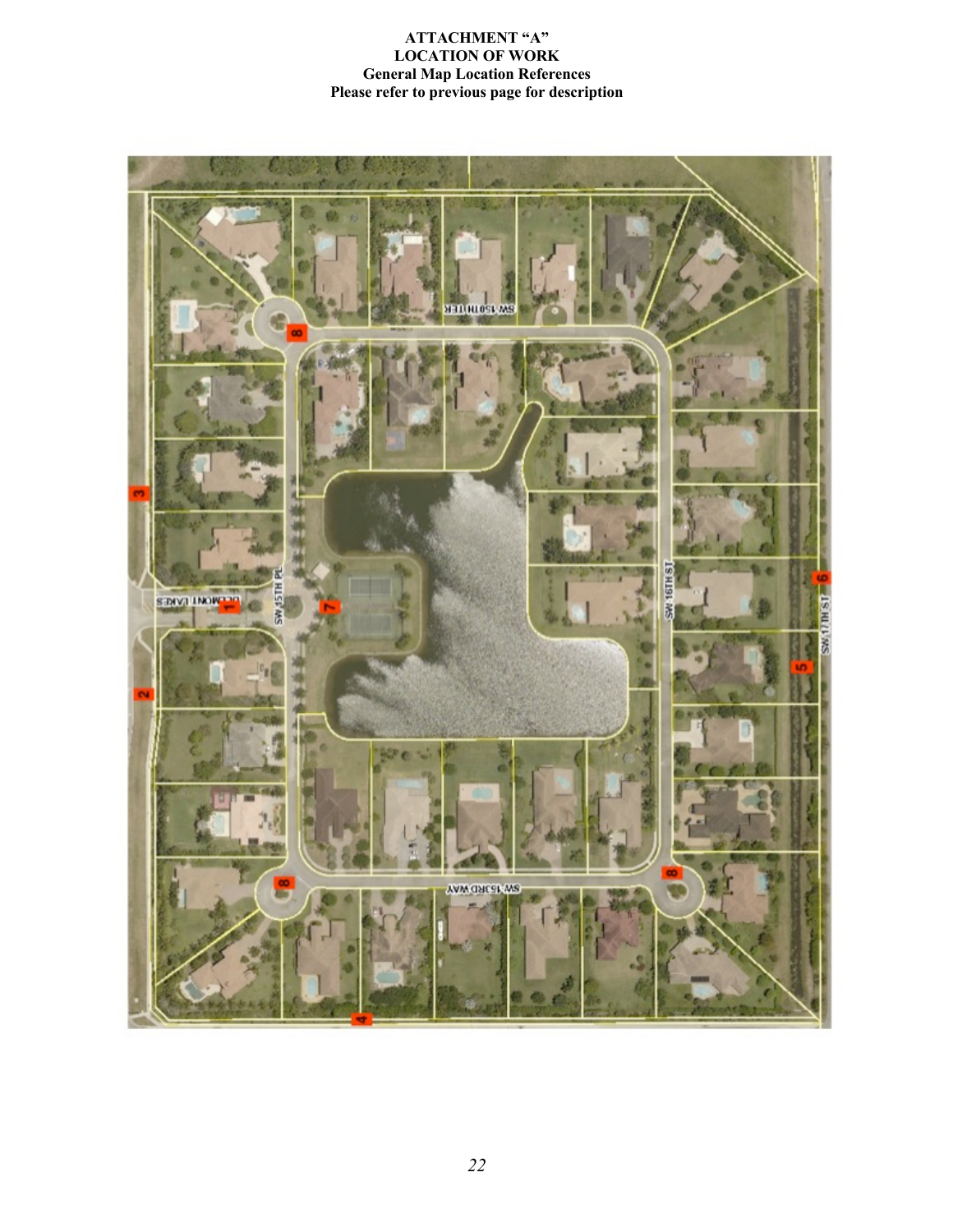**ATTACHMENT "A"**
**LOCATION OF WORK**
**General Map Location References**
**Please refer to previous page for description**

SW 150TH TER
SW 15TH PL
SW 16TH ST
SW 17TH ST
SW 153RD WAY
DELMONT LAKES
1
2
3
4
5
6
7
8